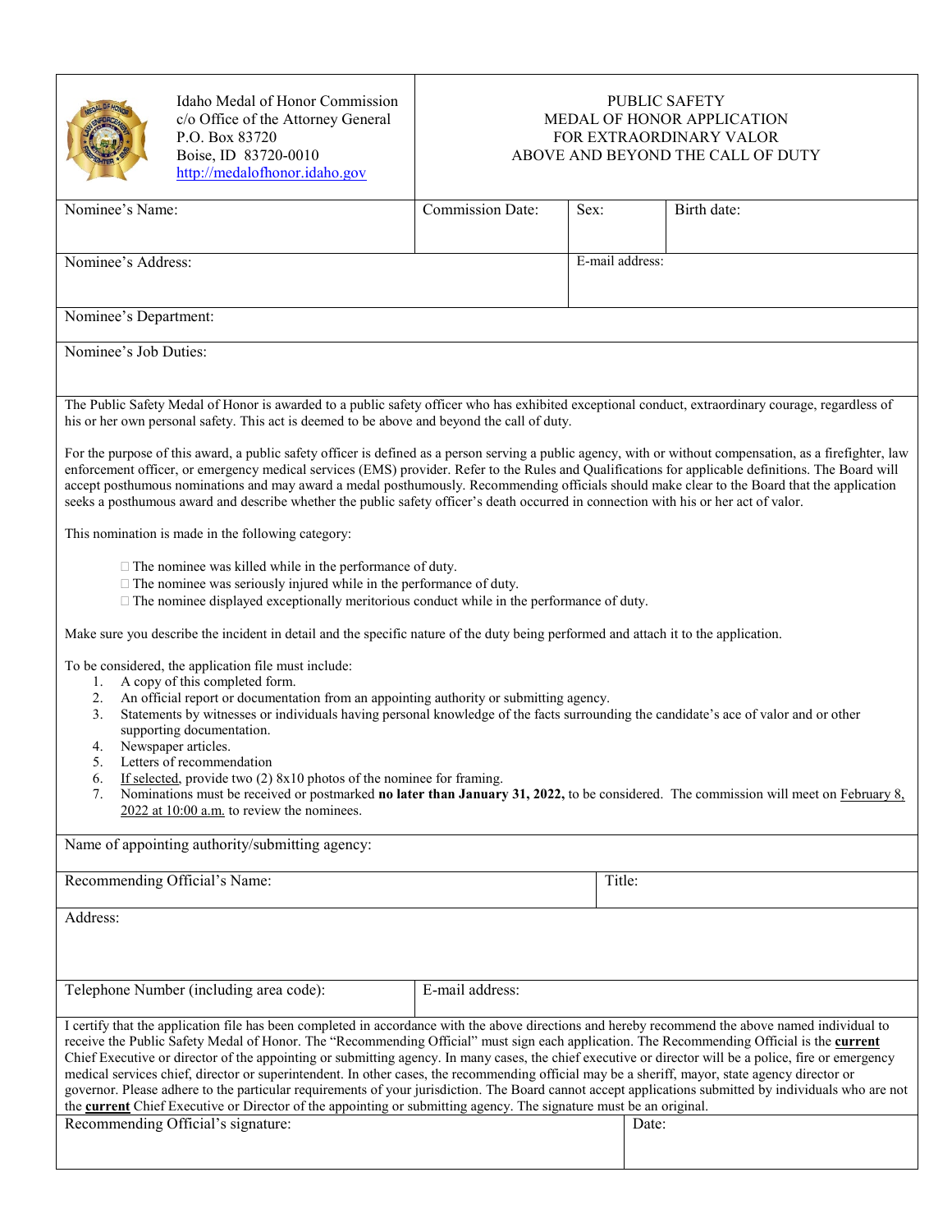Idaho Medal of Honor Commission
c/o Office of the Attorney General
P.O. Box 83720
Boise, ID 83720-0010
http://medalofhonor.idaho.gov

# PUBLIC SAFETY MEDAL OF HONOR APPLICATION FOR EXTRAORDINARY VALOR ABOVE AND BEYOND THE CALL OF DUTY

| Nominee's Name: | Commission Date: | Sex: | Birth date: |
|---|---|---|---|
| Nominee's Address: | | E-mail address: | |

Nominee's Department:

Nominee's Job Duties:

The Public Safety Medal of Honor is awarded to a public safety officer who has exhibited exceptional conduct, extraordinary courage, regardless of his or her own personal safety. This act is deemed to be above and beyond the call of duty.

For the purpose of this award, a public safety officer is defined as a person serving a public agency, with or without compensation, as a firefighter, law enforcement officer, or emergency medical services (EMS) provider. Refer to the Rules and Qualifications for applicable definitions. The Board will accept posthumous nominations and may award a medal posthumously. Recommending officials should make clear to the Board that the application seeks a posthumous award and describe whether the public safety officer's death occurred in connection with his or her act of valor.

This nomination is made in the following category:

- ☐ The nominee was killed while in the performance of duty.
- ☐ The nominee was seriously injured while in the performance of duty.
- ☐ The nominee displayed exceptionally meritorious conduct while in the performance of duty.

Make sure you describe the incident in detail and the specific nature of the duty being performed and attach it to the application.

To be considered, the application file must include:

1. A copy of this completed form.
2. An official report or documentation from an appointing authority or submitting agency.
3. Statements by witnesses or individuals having personal knowledge of the facts surrounding the candidate's ace of valor and or other supporting documentation.
4. Newspaper articles.
5. Letters of recommendation
6. If selected, provide two (2) 8x10 photos of the nominee for framing.
7. Nominations must be received or postmarked **no later than January 31, 2022,** to be considered. The commission will meet on February 8, 2022 at 10:00 a.m. to review the nominees.

Name of appointing authority/submitting agency:

| Recommending Official's Name: | Title: |
|---|---|

Address:

| Telephone Number (including area code): | E-mail address: |
|---|---|

I certify that the application file has been completed in accordance with the above directions and hereby recommend the above named individual to receive the Public Safety Medal of Honor. The "Recommending Official" must sign each application. The Recommending Official is the **current** Chief Executive or director of the appointing or submitting agency. In many cases, the chief executive or director will be a police, fire or emergency medical services chief, director or superintendent. In other cases, the recommending official may be a sheriff, mayor, state agency director or governor. Please adhere to the particular requirements of your jurisdiction. The Board cannot accept applications submitted by individuals who are not the **current** Chief Executive or Director of the appointing or submitting agency. The signature must be an original.

| Recommending Official's signature: | Date: |
|---|---|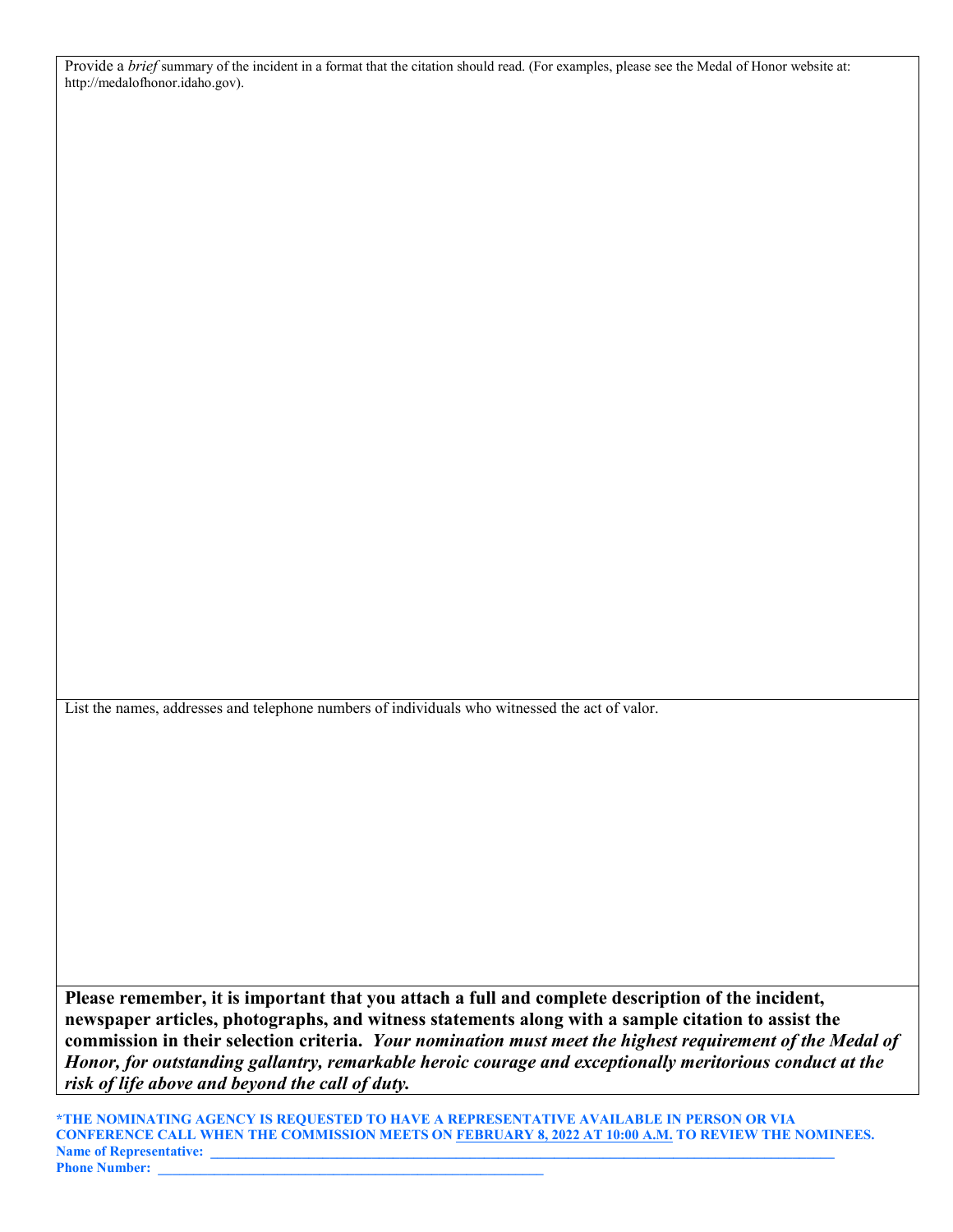Provide a *brief* summary of the incident in a format that the citation should read. (For examples, please see the Medal of Honor website at: http://medalofhonor.idaho.gov).

List the names, addresses and telephone numbers of individuals who witnessed the act of valor.

**Please remember, it is important that you attach a full and complete description of the incident, newspaper articles, photographs, and witness statements along with a sample citation to assist the commission in their selection criteria.** ***Your nomination must meet the highest requirement of the Medal of Honor, for outstanding gallantry, remarkable heroic courage and exceptionally meritorious conduct at the risk of life above and beyond the call of duty.***

**\*THE NOMINATING AGENCY IS REQUESTED TO HAVE A REPRESENTATIVE AVAILABLE IN PERSON OR VIA CONFERENCE CALL WHEN THE COMMISSION MEETS ON FEBRUARY 8, 2022 AT 10:00 A.M. TO REVIEW THE NOMINEES.**

**Name of Representative:** ______________________________

**Phone Number:** ______________________________